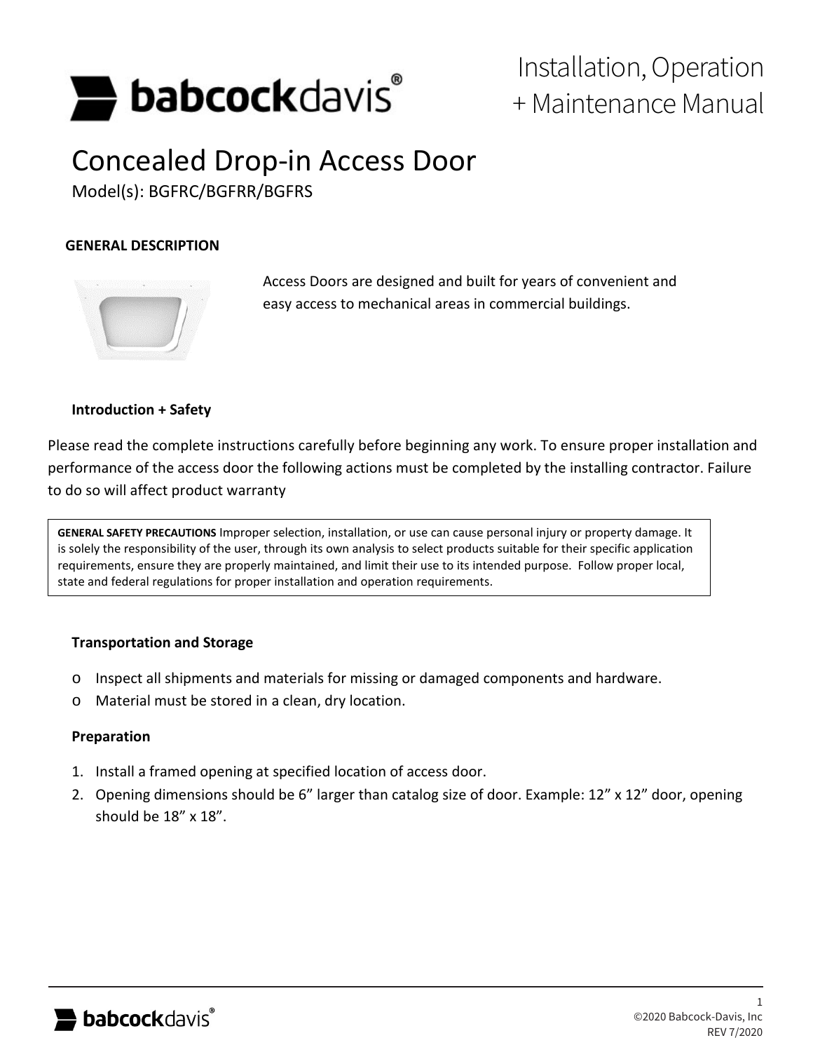# Installation, Operation + Maintenance Manual

# Concealed Drop-in Access Door

Model(s): BGFRC/BGFRR/BGFRS

## GENERAL DESCRIPTION

Access Doors are designed and built for years of convenient and easy access to mechanical areas in commercial buildings.

### Introduction + Safety

Please read the complete instructions carefully before beginning any work. To ensure proper installation and performance of the access door the following actions must be completed by the installing contractor. Failure to do so will affect product warranty

**GENERAL SAFETY PRECAUTIONS** Improper selection, installation, or use can cause personal injury or property damage. It is solely the responsibility of the user, through its own analysis to select products suitable for their specific application requirements, ensure they are properly maintained, and limit their use to its intended purpose. Follow proper local, state and federal regulations for proper installation and operation requirements.

### Transportation and Storage

- Inspect all shipments and materials for missing or damaged components and hardware.
- Material must be stored in a clean, dry location.

### Preparation

1. Install a framed opening at specified location of access door.
2. Opening dimensions should be 6" larger than catalog size of door. Example: 12" x 12" door, opening should be 18" x 18".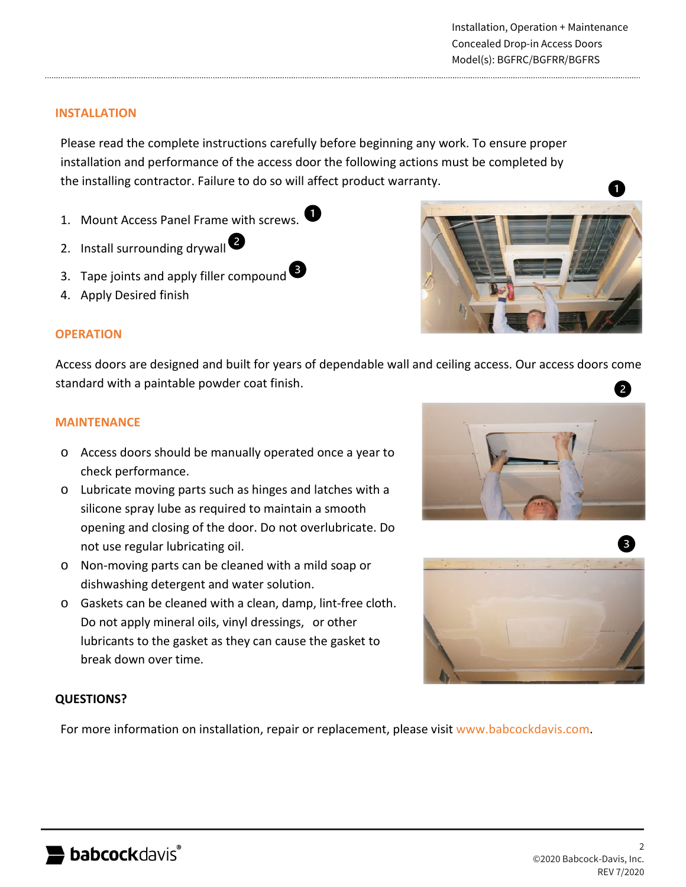## INSTALLATION

Please read the complete instructions carefully before beginning any work. To ensure proper installation and performance of the access door the following actions must be completed by the installing contractor. Failure to do so will affect product warranty.

1. Mount Access Panel Frame with screws. 1
2. Install surrounding drywall 2
3. Tape joints and apply filler compound 3
4. Apply Desired finish

## OPERATION

Access doors are designed and built for years of dependable wall and ceiling access. Our access doors come standard with a paintable powder coat finish.

## MAINTENANCE

- Access doors should be manually operated once a year to check performance.
- Lubricate moving parts such as hinges and latches with a silicone spray lube as required to maintain a smooth opening and closing of the door. Do not overlubricate. Do not use regular lubricating oil.
- Non-moving parts can be cleaned with a mild soap or dishwashing detergent and water solution.
- Gaskets can be cleaned with a clean, damp, lint-free cloth. Do not apply mineral oils, vinyl dressings, or other lubricants to the gasket as they can cause the gasket to break down over time.

## QUESTIONS?

For more information on installation, repair or replacement, please visit www.babcockdavis.com.

©2020 Babcock-Davis, Inc.
REV 7/2020